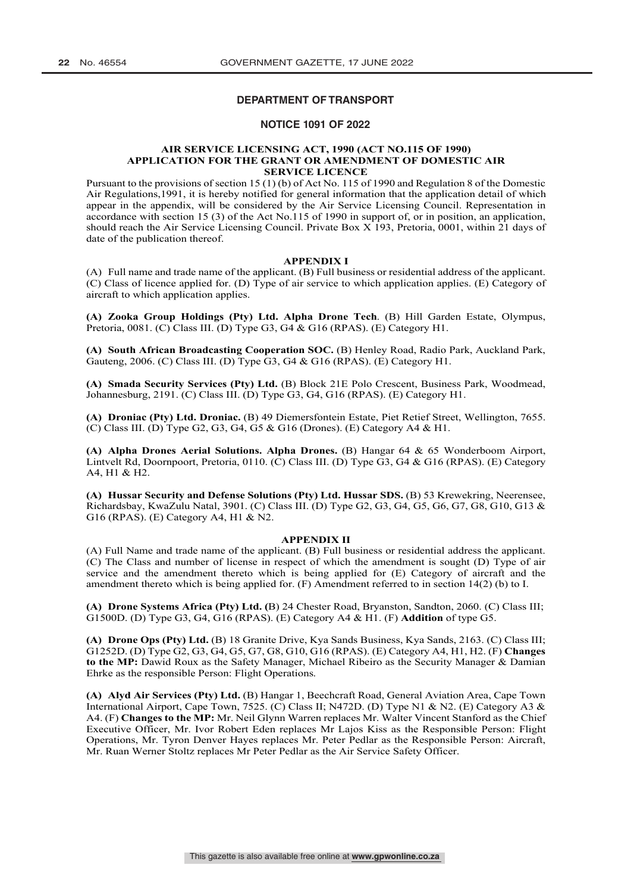## DEPARTMENT OF TRANSPORT

### NOTICE 1091 OF 2022

**AIR SERVICE LICENSING ACT, 1990 (ACT NO.115 OF 1990)**
**APPLICATION FOR THE GRANT OR AMENDMENT OF DOMESTIC AIR SERVICE LICENCE**

Pursuant to the provisions of section 15 (1) (b) of Act No. 115 of 1990 and Regulation 8 of the Domestic Air Regulations,1991, it is hereby notified for general information that the application detail of which appear in the appendix, will be considered by the Air Service Licensing Council. Representation in accordance with section 15 (3) of the Act No.115 of 1990 in support of, or in position, an application, should reach the Air Service Licensing Council. Private Box X 193, Pretoria, 0001, within 21 days of date of the publication thereof.

**APPENDIX I**

(A) Full name and trade name of the applicant. (B) Full business or residential address of the applicant. (C) Class of licence applied for. (D) Type of air service to which application applies. (E) Category of aircraft to which application applies.

**(A) Zooka Group Holdings (Pty) Ltd. Alpha Drone Tech**. (B) Hill Garden Estate, Olympus, Pretoria, 0081. (C) Class III. (D) Type G3, G4 & G16 (RPAS). (E) Category H1.

**(A) South African Broadcasting Cooperation SOC.** (B) Henley Road, Radio Park, Auckland Park, Gauteng, 2006. (C) Class III. (D) Type G3, G4 & G16 (RPAS). (E) Category H1.

**(A) Smada Security Services (Pty) Ltd.** (B) Block 21E Polo Crescent, Business Park, Woodmead, Johannesburg, 2191. (C) Class III. (D) Type G3, G4, G16 (RPAS). (E) Category H1.

**(A) Droniac (Pty) Ltd. Droniac.** (B) 49 Diemersfontein Estate, Piet Retief Street, Wellington, 7655. (C) Class III. (D) Type G2, G3, G4, G5 & G16 (Drones). (E) Category A4 & H1.

**(A) Alpha Drones Aerial Solutions. Alpha Drones.** (B) Hangar 64 & 65 Wonderboom Airport, Lintvelt Rd, Doornpoort, Pretoria, 0110. (C) Class III. (D) Type G3, G4 & G16 (RPAS). (E) Category A4, H1 & H2.

**(A) Hussar Security and Defense Solutions (Pty) Ltd. Hussar SDS.** (B) 53 Krewekring, Neerensee, Richardsbay, KwaZulu Natal, 3901. (C) Class III. (D) Type G2, G3, G4, G5, G6, G7, G8, G10, G13 & G16 (RPAS). (E) Category A4, H1 & N2.

**APPENDIX II**

(A) Full Name and trade name of the applicant. (B) Full business or residential address the applicant. (C) The Class and number of license in respect of which the amendment is sought (D) Type of air service and the amendment thereto which is being applied for (E) Category of aircraft and the amendment thereto which is being applied for. (F) Amendment referred to in section 14(2) (b) to I.

**(A) Drone Systems Africa (Pty) Ltd. (**B) 24 Chester Road, Bryanston, Sandton, 2060. (C) Class III; G1500D. (D) Type G3, G4, G16 (RPAS). (E) Category A4 & H1. (F) **Addition** of type G5.

**(A) Drone Ops (Pty) Ltd.** (B) 18 Granite Drive, Kya Sands Business, Kya Sands, 2163. (C) Class III; G1252D. (D) Type G2, G3, G4, G5, G7, G8, G10, G16 (RPAS). (E) Category A4, H1, H2. (F) **Changes to the MP:** Dawid Roux as the Safety Manager, Michael Ribeiro as the Security Manager & Damian Ehrke as the responsible Person: Flight Operations.

**(A) Alyd Air Services (Pty) Ltd.** (B) Hangar 1, Beechcraft Road, General Aviation Area, Cape Town International Airport, Cape Town, 7525. (C) Class II; N472D. (D) Type N1 & N2. (E) Category A3 & A4. (F) **Changes to the MP:** Mr. Neil Glynn Warren replaces Mr. Walter Vincent Stanford as the Chief Executive Officer, Mr. Ivor Robert Eden replaces Mr Lajos Kiss as the Responsible Person: Flight Operations, Mr. Tyron Denver Hayes replaces Mr. Peter Pedlar as the Responsible Person: Aircraft, Mr. Ruan Werner Stoltz replaces Mr Peter Pedlar as the Air Service Safety Officer.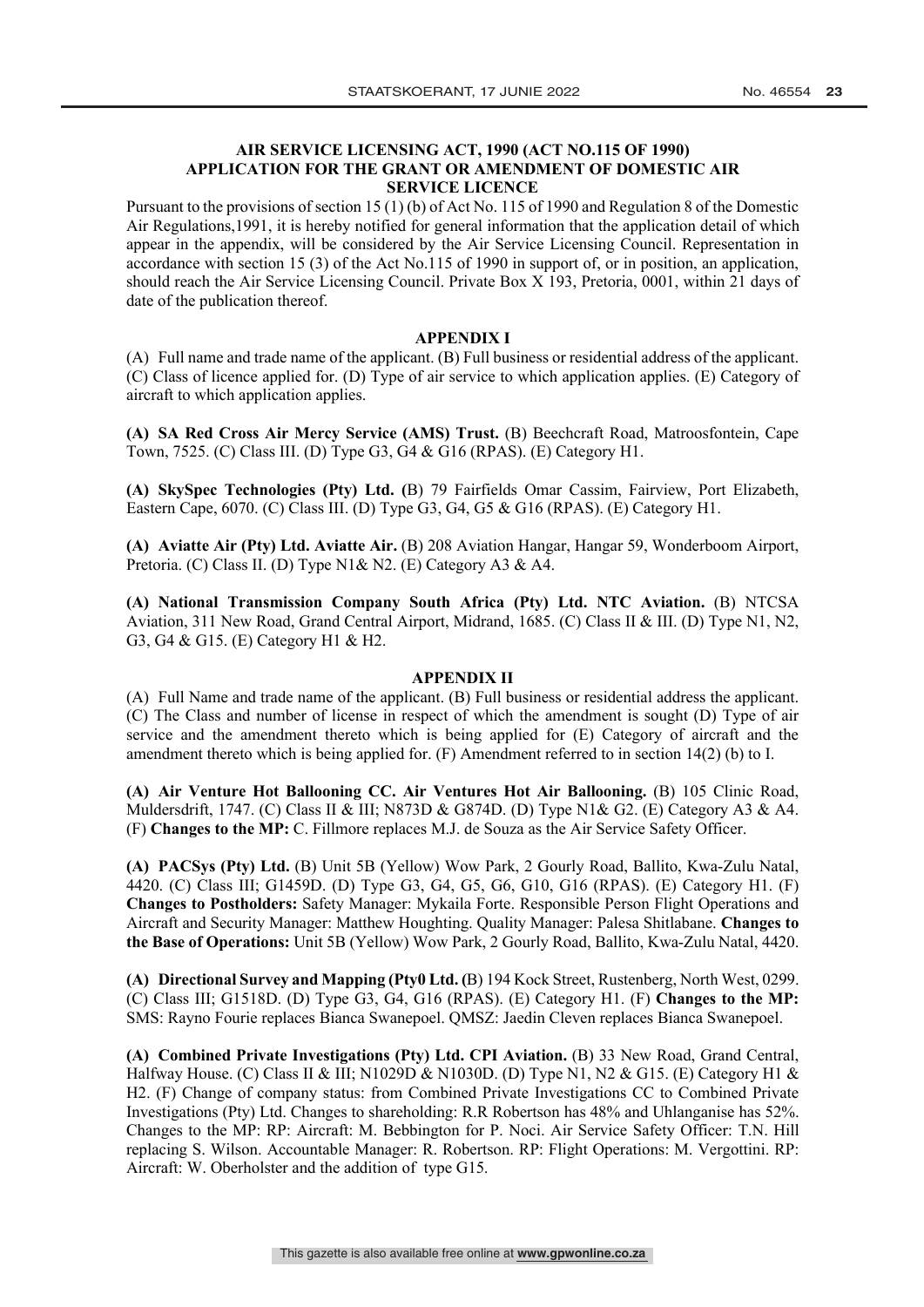**AIR SERVICE LICENSING ACT, 1990 (ACT NO.115 OF 1990)**
**APPLICATION FOR THE GRANT OR AMENDMENT OF DOMESTIC AIR SERVICE LICENCE**

Pursuant to the provisions of section 15 (1) (b) of Act No. 115 of 1990 and Regulation 8 of the Domestic Air Regulations,1991, it is hereby notified for general information that the application detail of which appear in the appendix, will be considered by the Air Service Licensing Council. Representation in accordance with section 15 (3) of the Act No.115 of 1990 in support of, or in position, an application, should reach the Air Service Licensing Council. Private Box X 193, Pretoria, 0001, within 21 days of date of the publication thereof.

## APPENDIX I

(A) Full name and trade name of the applicant. (B) Full business or residential address of the applicant. (C) Class of licence applied for. (D) Type of air service to which application applies. (E) Category of aircraft to which application applies.

**(A) SA Red Cross Air Mercy Service (AMS) Trust.** (B) Beechcraft Road, Matroosfontein, Cape Town, 7525. (C) Class III. (D) Type G3, G4 & G16 (RPAS). (E) Category H1.

**(A) SkySpec Technologies (Pty) Ltd. (**B) 79 Fairfields Omar Cassim, Fairview, Port Elizabeth, Eastern Cape, 6070. (C) Class III. (D) Type G3, G4, G5 & G16 (RPAS). (E) Category H1.

**(A) Aviatte Air (Pty) Ltd. Aviatte Air.** (B) 208 Aviation Hangar, Hangar 59, Wonderboom Airport, Pretoria. (C) Class II. (D) Type N1& N2. (E) Category A3 & A4.

**(A) National Transmission Company South Africa (Pty) Ltd. NTC Aviation.** (B) NTCSA Aviation, 311 New Road, Grand Central Airport, Midrand, 1685. (C) Class II & III. (D) Type N1, N2, G3, G4 & G15. (E) Category H1 & H2.

## APPENDIX II

(A) Full Name and trade name of the applicant. (B) Full business or residential address the applicant. (C) The Class and number of license in respect of which the amendment is sought (D) Type of air service and the amendment thereto which is being applied for (E) Category of aircraft and the amendment thereto which is being applied for. (F) Amendment referred to in section 14(2) (b) to I.

**(A) Air Venture Hot Ballooning CC. Air Ventures Hot Air Ballooning.** (B) 105 Clinic Road, Muldersdrift, 1747. (C) Class II & III; N873D & G874D. (D) Type N1& G2. (E) Category A3 & A4. (F) **Changes to the MP:** C. Fillmore replaces M.J. de Souza as the Air Service Safety Officer.

**(A) PACSys (Pty) Ltd.** (B) Unit 5B (Yellow) Wow Park, 2 Gourly Road, Ballito, Kwa-Zulu Natal, 4420. (C) Class III; G1459D. (D) Type G3, G4, G5, G6, G10, G16 (RPAS). (E) Category H1. (F) **Changes to Postholders:** Safety Manager: Mykaila Forte. Responsible Person Flight Operations and Aircraft and Security Manager: Matthew Houghting. Quality Manager: Palesa Shitlabane. **Changes to the Base of Operations:** Unit 5B (Yellow) Wow Park, 2 Gourly Road, Ballito, Kwa-Zulu Natal, 4420.

**(A) Directional Survey and Mapping (Pty0 Ltd. (**B) 194 Kock Street, Rustenberg, North West, 0299. (C) Class III; G1518D. (D) Type G3, G4, G16 (RPAS). (E) Category H1. (F) **Changes to the MP:** SMS: Rayno Fourie replaces Bianca Swanepoel. QMSZ: Jaedin Cleven replaces Bianca Swanepoel.

**(A) Combined Private Investigations (Pty) Ltd. CPI Aviation.** (B) 33 New Road, Grand Central, Halfway House. (C) Class II & III; N1029D & N1030D. (D) Type N1, N2 & G15. (E) Category H1 & H2. (F) Change of company status: from Combined Private Investigations CC to Combined Private Investigations (Pty) Ltd. Changes to shareholding: R.R Robertson has 48% and Uhlanganise has 52%. Changes to the MP: RP: Aircraft: M. Bebbington for P. Noci. Air Service Safety Officer: T.N. Hill replacing S. Wilson. Accountable Manager: R. Robertson. RP: Flight Operations: M. Vergottini. RP: Aircraft: W. Oberholster and the addition of type G15.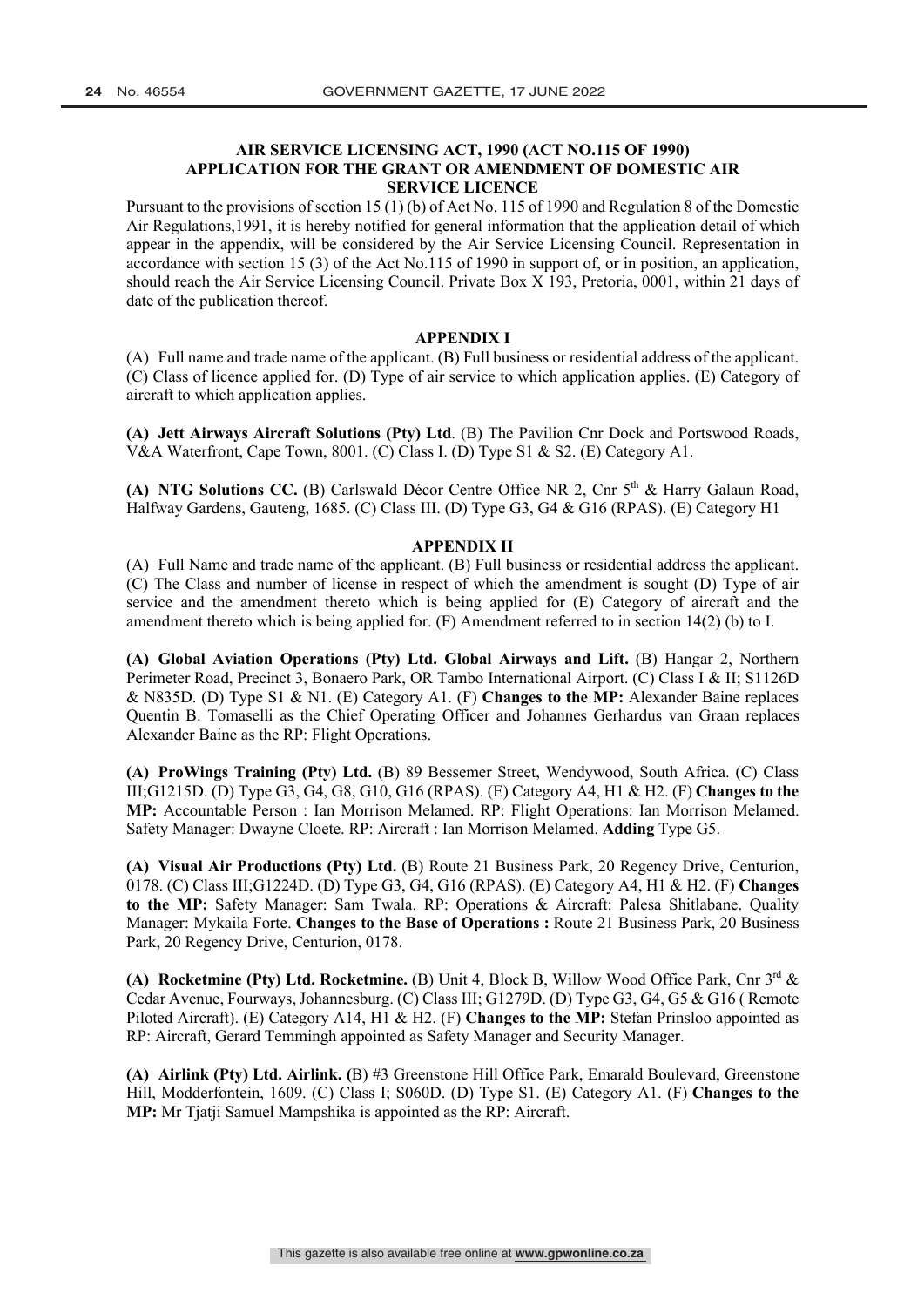## AIR SERVICE LICENSING ACT, 1990 (ACT NO.115 OF 1990) APPLICATION FOR THE GRANT OR AMENDMENT OF DOMESTIC AIR SERVICE LICENCE

Pursuant to the provisions of section 15 (1) (b) of Act No. 115 of 1990 and Regulation 8 of the Domestic Air Regulations,1991, it is hereby notified for general information that the application detail of which appear in the appendix, will be considered by the Air Service Licensing Council. Representation in accordance with section 15 (3) of the Act No.115 of 1990 in support of, or in position, an application, should reach the Air Service Licensing Council. Private Box X 193, Pretoria, 0001, within 21 days of date of the publication thereof.

### APPENDIX I

(A) Full name and trade name of the applicant. (B) Full business or residential address of the applicant. (C) Class of licence applied for. (D) Type of air service to which application applies. (E) Category of aircraft to which application applies.

**(A) Jett Airways Aircraft Solutions (Pty) Ltd**. (B) The Pavilion Cnr Dock and Portswood Roads, V&A Waterfront, Cape Town, 8001. (C) Class I. (D) Type S1 & S2. (E) Category A1.

**(A) NTG Solutions CC.** (B) Carlswald Décor Centre Office NR 2, Cnr 5th & Harry Galaun Road, Halfway Gardens, Gauteng, 1685. (C) Class III. (D) Type G3, G4 & G16 (RPAS). (E) Category H1

### APPENDIX II

(A) Full Name and trade name of the applicant. (B) Full business or residential address the applicant. (C) The Class and number of license in respect of which the amendment is sought (D) Type of air service and the amendment thereto which is being applied for (E) Category of aircraft and the amendment thereto which is being applied for. (F) Amendment referred to in section 14(2) (b) to I.

**(A) Global Aviation Operations (Pty) Ltd. Global Airways and Lift.** (B) Hangar 2, Northern Perimeter Road, Precinct 3, Bonaero Park, OR Tambo International Airport. (C) Class I & II; S1126D & N835D. (D) Type S1 & N1. (E) Category A1. (F) **Changes to the MP:** Alexander Baine replaces Quentin B. Tomaselli as the Chief Operating Officer and Johannes Gerhardus van Graan replaces Alexander Baine as the RP: Flight Operations.

**(A) ProWings Training (Pty) Ltd.** (B) 89 Bessemer Street, Wendywood, South Africa. (C) Class III;G1215D. (D) Type G3, G4, G8, G10, G16 (RPAS). (E) Category A4, H1 & H2. (F) **Changes to the MP:** Accountable Person : Ian Morrison Melamed. RP: Flight Operations: Ian Morrison Melamed. Safety Manager: Dwayne Cloete. RP: Aircraft : Ian Morrison Melamed. **Adding** Type G5.

**(A) Visual Air Productions (Pty) Ltd.** (B) Route 21 Business Park, 20 Regency Drive, Centurion, 0178. (C) Class III;G1224D. (D) Type G3, G4, G16 (RPAS). (E) Category A4, H1 & H2. (F) **Changes to the MP:** Safety Manager: Sam Twala. RP: Operations & Aircraft: Palesa Shitlabane. Quality Manager: Mykaila Forte. **Changes to the Base of Operations :** Route 21 Business Park, 20 Business Park, 20 Regency Drive, Centurion, 0178.

**(A) Rocketmine (Pty) Ltd. Rocketmine.** (B) Unit 4, Block B, Willow Wood Office Park, Cnr 3rd & Cedar Avenue, Fourways, Johannesburg. (C) Class III; G1279D. (D) Type G3, G4, G5 & G16 ( Remote Piloted Aircraft). (E) Category A14, H1 & H2. (F) **Changes to the MP:** Stefan Prinsloo appointed as RP: Aircraft, Gerard Temmingh appointed as Safety Manager and Security Manager.

**(A) Airlink (Pty) Ltd. Airlink. (**B) #3 Greenstone Hill Office Park, Emarald Boulevard, Greenstone Hill, Modderfontein, 1609. (C) Class I; S060D. (D) Type S1. (E) Category A1. (F) **Changes to the MP:** Mr Tjatji Samuel Mampshika is appointed as the RP: Aircraft.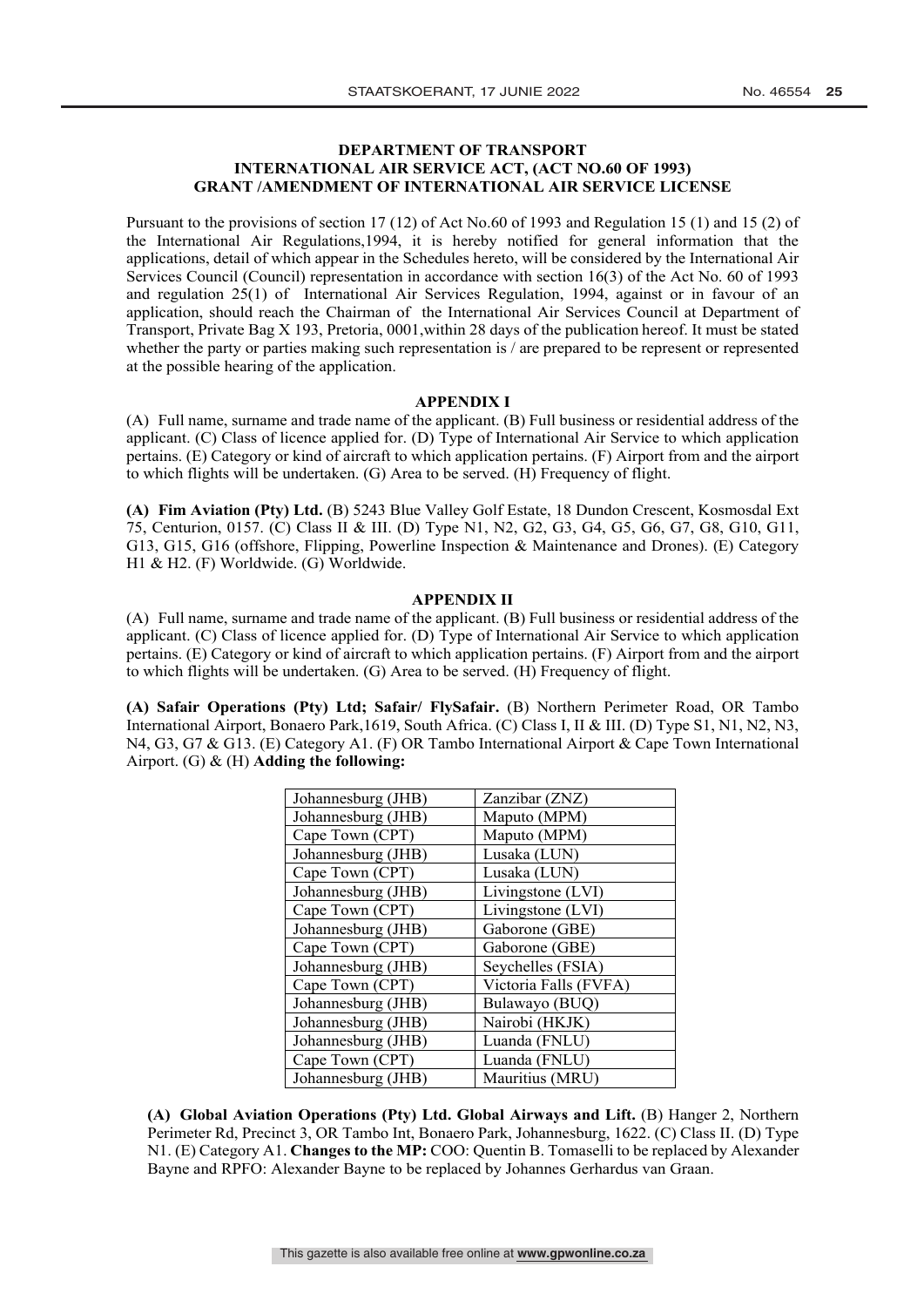**DEPARTMENT OF TRANSPORT**
**INTERNATIONAL AIR SERVICE ACT, (ACT NO.60 OF 1993)**
**GRANT /AMENDMENT OF INTERNATIONAL AIR SERVICE LICENSE**

Pursuant to the provisions of section 17 (12) of Act No.60 of 1993 and Regulation 15 (1) and 15 (2) of the International Air Regulations,1994, it is hereby notified for general information that the applications, detail of which appear in the Schedules hereto, will be considered by the International Air Services Council (Council) representation in accordance with section 16(3) of the Act No. 60 of 1993 and regulation 25(1) of International Air Services Regulation, 1994, against or in favour of an application, should reach the Chairman of the International Air Services Council at Department of Transport, Private Bag X 193, Pretoria, 0001,within 28 days of the publication hereof. It must be stated whether the party or parties making such representation is / are prepared to be represent or represented at the possible hearing of the application.

**APPENDIX I**

(A) Full name, surname and trade name of the applicant. (B) Full business or residential address of the applicant. (C) Class of licence applied for. (D) Type of International Air Service to which application pertains. (E) Category or kind of aircraft to which application pertains. (F) Airport from and the airport to which flights will be undertaken. (G) Area to be served. (H) Frequency of flight.

**(A) Fim Aviation (Pty) Ltd.** (B) 5243 Blue Valley Golf Estate, 18 Dundon Crescent, Kosmosdal Ext 75, Centurion, 0157. (C) Class II & III. (D) Type N1, N2, G2, G3, G4, G5, G6, G7, G8, G10, G11, G13, G15, G16 (offshore, Flipping, Powerline Inspection & Maintenance and Drones). (E) Category H1 & H2. (F) Worldwide. (G) Worldwide.

**APPENDIX II**

(A) Full name, surname and trade name of the applicant. (B) Full business or residential address of the applicant. (C) Class of licence applied for. (D) Type of International Air Service to which application pertains. (E) Category or kind of aircraft to which application pertains. (F) Airport from and the airport to which flights will be undertaken. (G) Area to be served. (H) Frequency of flight.

**(A) Safair Operations (Pty) Ltd; Safair/ FlySafair.** (B) Northern Perimeter Road, OR Tambo International Airport, Bonaero Park,1619, South Africa. (C) Class I, II & III. (D) Type S1, N1, N2, N3, N4, G3, G7 & G13. (E) Category A1. (F) OR Tambo International Airport & Cape Town International Airport. (G) & (H) **Adding the following:**

| | |
|---|---|
| Johannesburg (JHB) | Zanzibar (ZNZ) |
| Johannesburg (JHB) | Maputo (MPM) |
| Cape Town (CPT) | Maputo (MPM) |
| Johannesburg (JHB) | Lusaka (LUN) |
| Cape Town (CPT) | Lusaka (LUN) |
| Johannesburg (JHB) | Livingstone (LVI) |
| Cape Town (CPT) | Livingstone (LVI) |
| Johannesburg (JHB) | Gaborone (GBE) |
| Cape Town (CPT) | Gaborone (GBE) |
| Johannesburg (JHB) | Seychelles (FSIA) |
| Cape Town (CPT) | Victoria Falls (FVFA) |
| Johannesburg (JHB) | Bulawayo (BUQ) |
| Johannesburg (JHB) | Nairobi (HKJK) |
| Johannesburg (JHB) | Luanda (FNLU) |
| Cape Town (CPT) | Luanda (FNLU) |
| Johannesburg (JHB) | Mauritius (MRU) |

**(A) Global Aviation Operations (Pty) Ltd. Global Airways and Lift.** (B) Hanger 2, Northern Perimeter Rd, Precinct 3, OR Tambo Int, Bonaero Park, Johannesburg, 1622. (C) Class II. (D) Type N1. (E) Category A1. **Changes to the MP:** COO: Quentin B. Tomaselli to be replaced by Alexander Bayne and RPFO: Alexander Bayne to be replaced by Johannes Gerhardus van Graan.